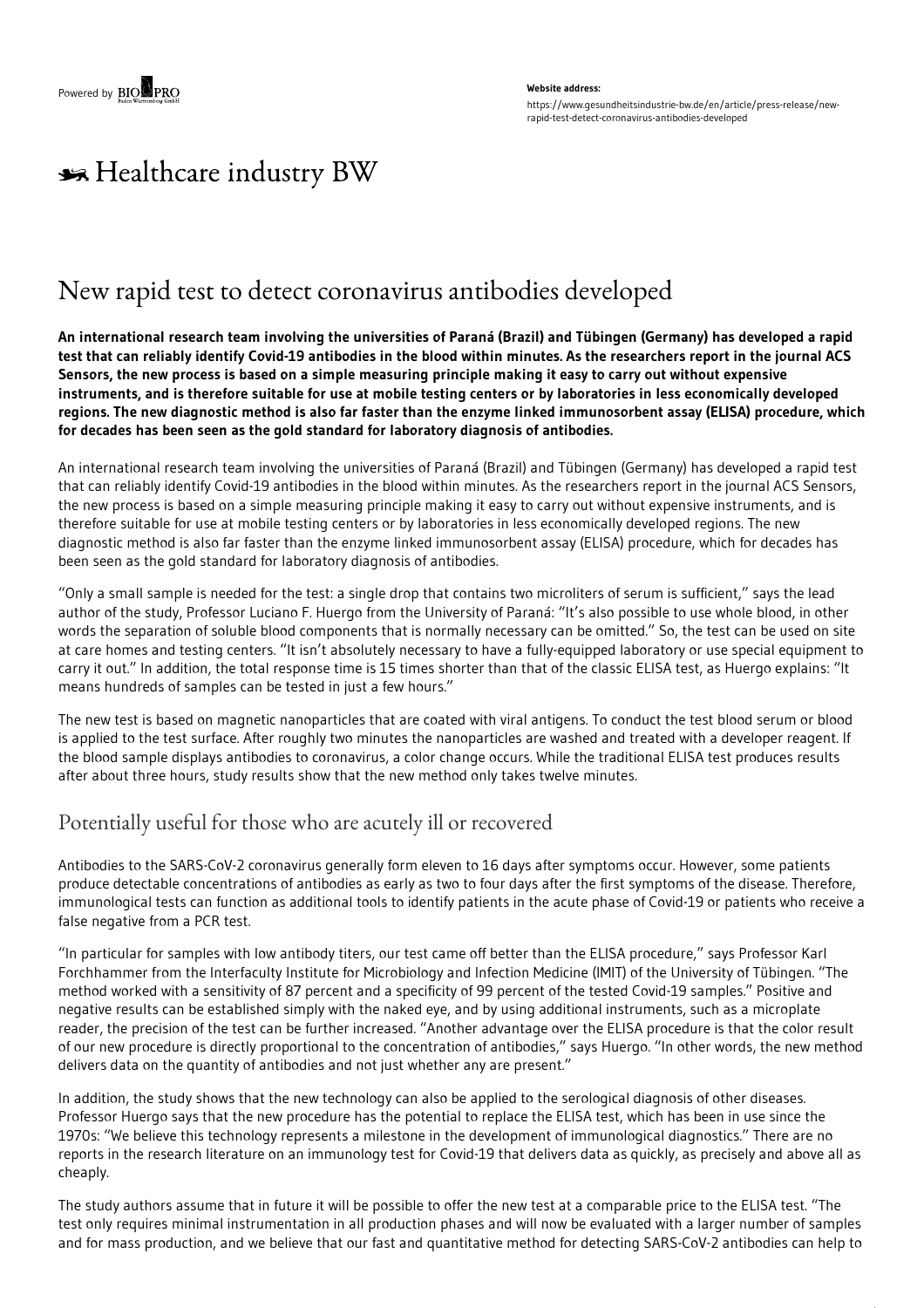Powered by BIOPRO

**Website address:**

https://www.gesundheitsindustrie-bw.de/en/article/press-release/new-rapid-test-detect-coronavirus-antibodies-developed

Healthcare industry BW

# New rapid test to detect coronavirus antibodies developed

**An international research team involving the universities of Paraná (Brazil) and Tübingen (Germany) has developed a rapid test that can reliably identify Covid-19 antibodies in the blood within minutes. As the researchers report in the journal ACS Sensors, the new process is based on a simple measuring principle making it easy to carry out without expensive instruments, and is therefore suitable for use at mobile testing centers or by laboratories in less economically developed regions. The new diagnostic method is also far faster than the enzyme linked immunosorbent assay (ELISA) procedure, which for decades has been seen as the gold standard for laboratory diagnosis of antibodies.**

An international research team involving the universities of Paraná (Brazil) and Tübingen (Germany) has developed a rapid test that can reliably identify Covid-19 antibodies in the blood within minutes. As the researchers report in the journal ACS Sensors, the new process is based on a simple measuring principle making it easy to carry out without expensive instruments, and is therefore suitable for use at mobile testing centers or by laboratories in less economically developed regions. The new diagnostic method is also far faster than the enzyme linked immunosorbent assay (ELISA) procedure, which for decades has been seen as the gold standard for laboratory diagnosis of antibodies.

"Only a small sample is needed for the test: a single drop that contains two microliters of serum is sufficient," says the lead author of the study, Professor Luciano F. Huergo from the University of Paraná: "It's also possible to use whole blood, in other words the separation of soluble blood components that is normally necessary can be omitted." So, the test can be used on site at care homes and testing centers. "It isn't absolutely necessary to have a fully-equipped laboratory or use special equipment to carry it out." In addition, the total response time is 15 times shorter than that of the classic ELISA test, as Huergo explains: "It means hundreds of samples can be tested in just a few hours."

The new test is based on magnetic nanoparticles that are coated with viral antigens. To conduct the test blood serum or blood is applied to the test surface. After roughly two minutes the nanoparticles are washed and treated with a developer reagent. If the blood sample displays antibodies to coronavirus, a color change occurs. While the traditional ELISA test produces results after about three hours, study results show that the new method only takes twelve minutes.

## Potentially useful for those who are acutely ill or recovered

Antibodies to the SARS-CoV-2 coronavirus generally form eleven to 16 days after symptoms occur. However, some patients produce detectable concentrations of antibodies as early as two to four days after the first symptoms of the disease. Therefore, immunological tests can function as additional tools to identify patients in the acute phase of Covid-19 or patients who receive a false negative from a PCR test.

"In particular for samples with low antibody titers, our test came off better than the ELISA procedure," says Professor Karl Forchhammer from the Interfaculty Institute for Microbiology and Infection Medicine (IMIT) of the University of Tübingen. "The method worked with a sensitivity of 87 percent and a specificity of 99 percent of the tested Covid-19 samples." Positive and negative results can be established simply with the naked eye, and by using additional instruments, such as a microplate reader, the precision of the test can be further increased. "Another advantage over the ELISA procedure is that the color result of our new procedure is directly proportional to the concentration of antibodies," says Huergo. "In other words, the new method delivers data on the quantity of antibodies and not just whether any are present."

In addition, the study shows that the new technology can also be applied to the serological diagnosis of other diseases. Professor Huergo says that the new procedure has the potential to replace the ELISA test, which has been in use since the 1970s: "We believe this technology represents a milestone in the development of immunological diagnostics." There are no reports in the research literature on an immunology test for Covid-19 that delivers data as quickly, as precisely and above all as cheaply.

The study authors assume that in future it will be possible to offer the new test at a comparable price to the ELISA test. "The test only requires minimal instrumentation in all production phases and will now be evaluated with a larger number of samples and for mass production, and we believe that our fast and quantitative method for detecting SARS-CoV-2 antibodies can help to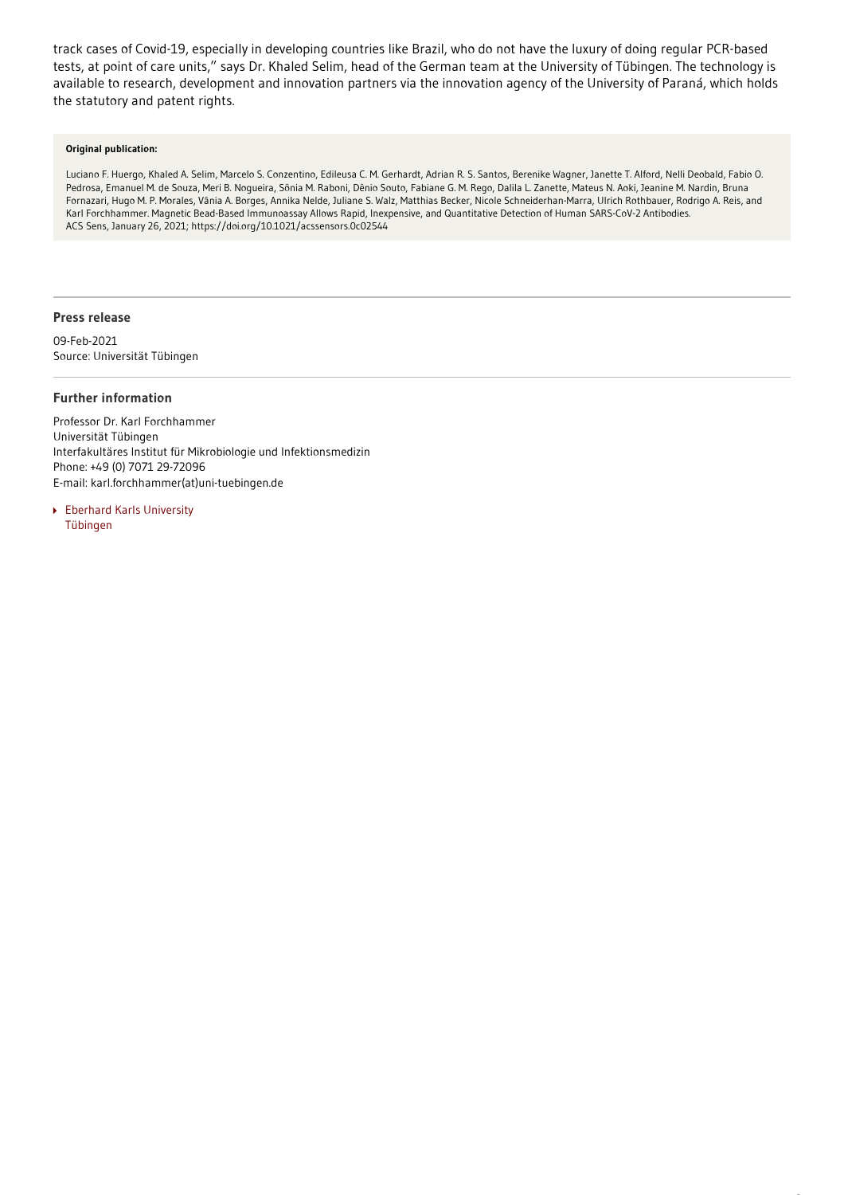track cases of Covid-19, especially in developing countries like Brazil, who do not have the luxury of doing regular PCR-based tests, at point of care units," says Dr. Khaled Selim, head of the German team at the University of Tübingen. The technology is available to research, development and innovation partners via the innovation agency of the University of Paraná, which holds the statutory and patent rights.

**Original publication:**

Luciano F. Huergo, Khaled A. Selim, Marcelo S. Conzentino, Edileusa C. M. Gerhardt, Adrian R. S. Santos, Berenike Wagner, Janette T. Alford, Nelli Deobald, Fabio O. Pedrosa, Emanuel M. de Souza, Meri B. Nogueira, Sônia M. Raboni, Dênio Souto, Fabiane G. M. Rego, Dalila L. Zanette, Mateus N. Aoki, Jeanine M. Nardin, Bruna Fornazari, Hugo M. P. Morales, Vânia A. Borges, Annika Nelde, Juliane S. Walz, Matthias Becker, Nicole Schneiderhan-Marra, Ulrich Rothbauer, Rodrigo A. Reis, and Karl Forchhammer. Magnetic Bead-Based Immunoassay Allows Rapid, Inexpensive, and Quantitative Detection of Human SARS-CoV-2 Antibodies. ACS Sens, January 26, 2021; https://doi.org/10.1021/acssensors.0c02544

---

### Press release

09-Feb-2021
Source: Universität Tübingen

---

### Further information

Professor Dr. Karl Forchhammer
Universität Tübingen
Interfakultäres Institut für Mikrobiologie und Infektionsmedizin
Phone: +49 (0) 7071 29-72096
E-mail: karl.forchhammer(at)uni-tuebingen.de

- Eberhard Karls University Tübingen